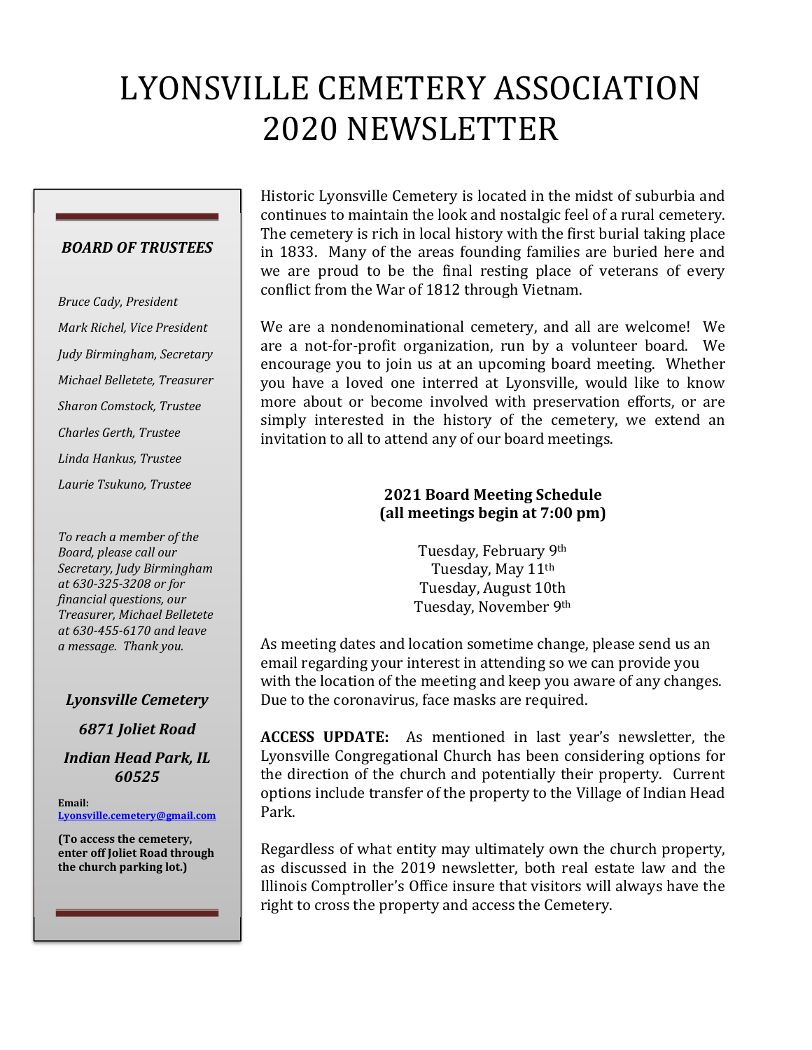# LYONSVILLE CEMETERY ASSOCIATION 2020 NEWSLETTER

***BOARD OF TRUSTEES***

*Bruce Cady, President*

*Mark Richel, Vice President*

*Judy Birmingham, Secretary*

*Michael Belletete, Treasurer*

*Sharon Comstock, Trustee*

*Charles Gerth, Trustee*

*Linda Hankus, Trustee*

*Laurie Tsukuno, Trustee*

*To reach a member of the Board, please call our Secretary, Judy Birmingham at 630-325-3208 or for financial questions, our Treasurer, Michael Belletete at 630-455-6170 and leave a message. Thank you.*

***Lyonsville Cemetery***

***6871 Joliet Road***

***Indian Head Park, IL 60525***

**Email:** Lyonsville.cemetery@gmail.com

**(To access the cemetery, enter off Joliet Road through the church parking lot.)**

Historic Lyonsville Cemetery is located in the midst of suburbia and continues to maintain the look and nostalgic feel of a rural cemetery. The cemetery is rich in local history with the first burial taking place in 1833. Many of the areas founding families are buried here and we are proud to be the final resting place of veterans of every conflict from the War of 1812 through Vietnam.

We are a nondenominational cemetery, and all are welcome! We are a not-for-profit organization, run by a volunteer board. We encourage you to join us at an upcoming board meeting. Whether you have a loved one interred at Lyonsville, would like to know more about or become involved with preservation efforts, or are simply interested in the history of the cemetery, we extend an invitation to all to attend any of our board meetings.

**2021 Board Meeting Schedule**
**(all meetings begin at 7:00 pm)**

Tuesday, February 9th
Tuesday, May 11th
Tuesday, August 10th
Tuesday, November 9th

As meeting dates and location sometime change, please send us an email regarding your interest in attending so we can provide you with the location of the meeting and keep you aware of any changes. Due to the coronavirus, face masks are required.

**ACCESS UPDATE:** As mentioned in last year's newsletter, the Lyonsville Congregational Church has been considering options for the direction of the church and potentially their property. Current options include transfer of the property to the Village of Indian Head Park.

Regardless of what entity may ultimately own the church property, as discussed in the 2019 newsletter, both real estate law and the Illinois Comptroller's Office insure that visitors will always have the right to cross the property and access the Cemetery.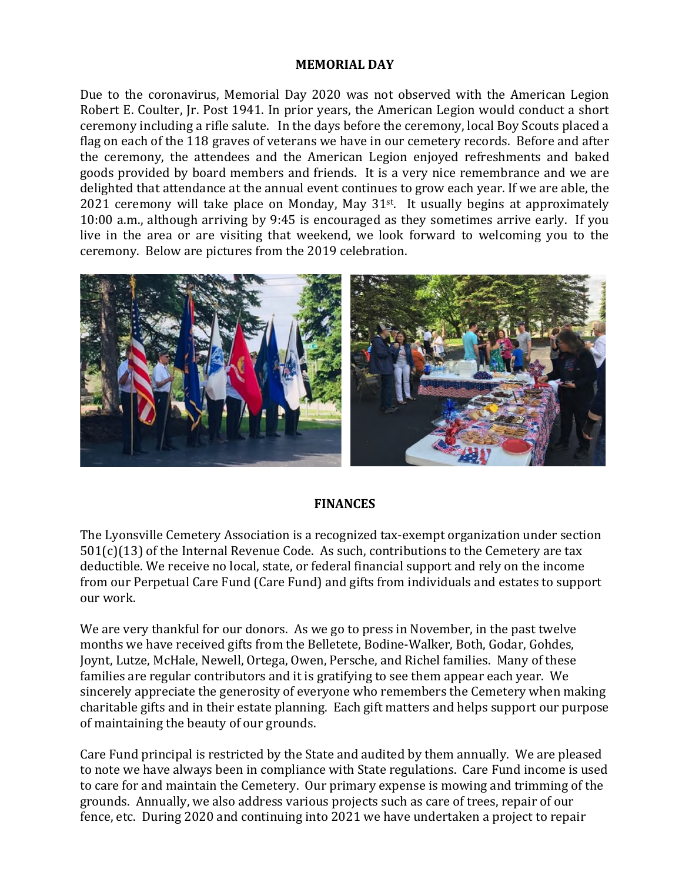## MEMORIAL DAY

Due to the coronavirus, Memorial Day 2020 was not observed with the American Legion Robert E. Coulter, Jr. Post 1941. In prior years, the American Legion would conduct a short ceremony including a rifle salute. In the days before the ceremony, local Boy Scouts placed a flag on each of the 118 graves of veterans we have in our cemetery records. Before and after the ceremony, the attendees and the American Legion enjoyed refreshments and baked goods provided by board members and friends. It is a very nice remembrance and we are delighted that attendance at the annual event continues to grow each year. If we are able, the 2021 ceremony will take place on Monday, May 31st. It usually begins at approximately 10:00 a.m., although arriving by 9:45 is encouraged as they sometimes arrive early. If you live in the area or are visiting that weekend, we look forward to welcoming you to the ceremony. Below are pictures from the 2019 celebration.

## FINANCES

The Lyonsville Cemetery Association is a recognized tax-exempt organization under section 501(c)(13) of the Internal Revenue Code. As such, contributions to the Cemetery are tax deductible. We receive no local, state, or federal financial support and rely on the income from our Perpetual Care Fund (Care Fund) and gifts from individuals and estates to support our work.

We are very thankful for our donors. As we go to press in November, in the past twelve months we have received gifts from the Belletete, Bodine-Walker, Both, Godar, Gohdes, Joynt, Lutze, McHale, Newell, Ortega, Owen, Persche, and Richel families. Many of these families are regular contributors and it is gratifying to see them appear each year. We sincerely appreciate the generosity of everyone who remembers the Cemetery when making charitable gifts and in their estate planning. Each gift matters and helps support our purpose of maintaining the beauty of our grounds.

Care Fund principal is restricted by the State and audited by them annually. We are pleased to note we have always been in compliance with State regulations. Care Fund income is used to care for and maintain the Cemetery. Our primary expense is mowing and trimming of the grounds. Annually, we also address various projects such as care of trees, repair of our fence, etc. During 2020 and continuing into 2021 we have undertaken a project to repair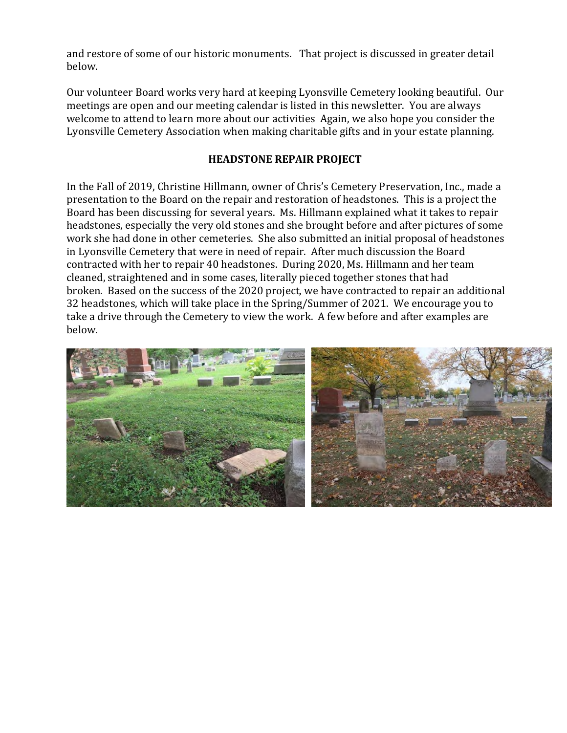and restore of some of our historic monuments. That project is discussed in greater detail below.

Our volunteer Board works very hard at keeping Lyonsville Cemetery looking beautiful. Our meetings are open and our meeting calendar is listed in this newsletter. You are always welcome to attend to learn more about our activities Again, we also hope you consider the Lyonsville Cemetery Association when making charitable gifts and in your estate planning.

## HEADSTONE REPAIR PROJECT

In the Fall of 2019, Christine Hillmann, owner of Chris's Cemetery Preservation, Inc., made a presentation to the Board on the repair and restoration of headstones. This is a project the Board has been discussing for several years. Ms. Hillmann explained what it takes to repair headstones, especially the very old stones and she brought before and after pictures of some work she had done in other cemeteries. She also submitted an initial proposal of headstones in Lyonsville Cemetery that were in need of repair. After much discussion the Board contracted with her to repair 40 headstones. During 2020, Ms. Hillmann and her team cleaned, straightened and in some cases, literally pieced together stones that had broken. Based on the success of the 2020 project, we have contracted to repair an additional 32 headstones, which will take place in the Spring/Summer of 2021. We encourage you to take a drive through the Cemetery to view the work. A few before and after examples are below.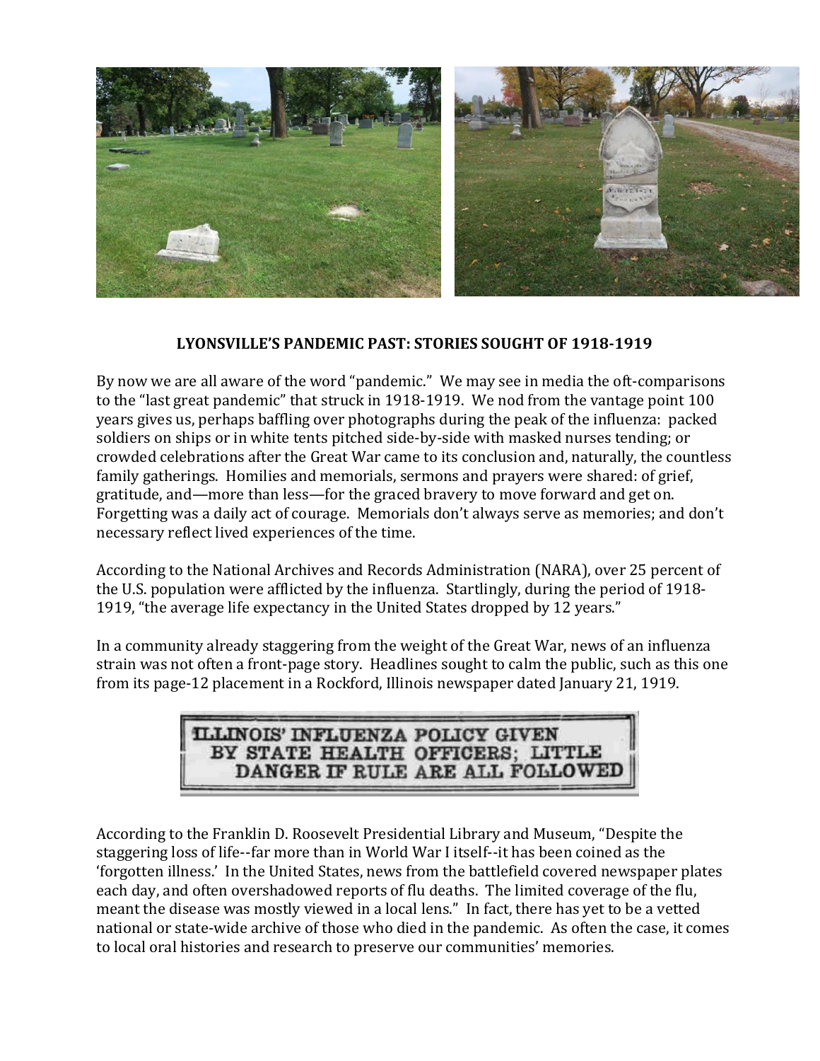## LYONSVILLE'S PANDEMIC PAST: STORIES SOUGHT OF 1918-1919

By now we are all aware of the word "pandemic." We may see in media the oft-comparisons to the "last great pandemic" that struck in 1918-1919. We nod from the vantage point 100 years gives us, perhaps baffling over photographs during the peak of the influenza: packed soldiers on ships or in white tents pitched side-by-side with masked nurses tending; or crowded celebrations after the Great War came to its conclusion and, naturally, the countless family gatherings. Homilies and memorials, sermons and prayers were shared: of grief, gratitude, and—more than less—for the graced bravery to move forward and get on. Forgetting was a daily act of courage. Memorials don't always serve as memories; and don't necessary reflect lived experiences of the time.

According to the National Archives and Records Administration (NARA), over 25 percent of the U.S. population were afflicted by the influenza. Startlingly, during the period of 1918-1919, "the average life expectancy in the United States dropped by 12 years."

In a community already staggering from the weight of the Great War, news of an influenza strain was not often a front-page story. Headlines sought to calm the public, such as this one from its page-12 placement in a Rockford, Illinois newspaper dated January 21, 1919.

ILLINOIS' INFLUENZA POLICY GIVEN BY STATE HEALTH OFFICERS; LITTLE DANGER IF RULE ARE ALL FOLLOWED

According to the Franklin D. Roosevelt Presidential Library and Museum, "Despite the staggering loss of life--far more than in World War I itself--it has been coined as the 'forgotten illness.' In the United States, news from the battlefield covered newspaper plates each day, and often overshadowed reports of flu deaths. The limited coverage of the flu, meant the disease was mostly viewed in a local lens." In fact, there has yet to be a vetted national or state-wide archive of those who died in the pandemic. As often the case, it comes to local oral histories and research to preserve our communities' memories.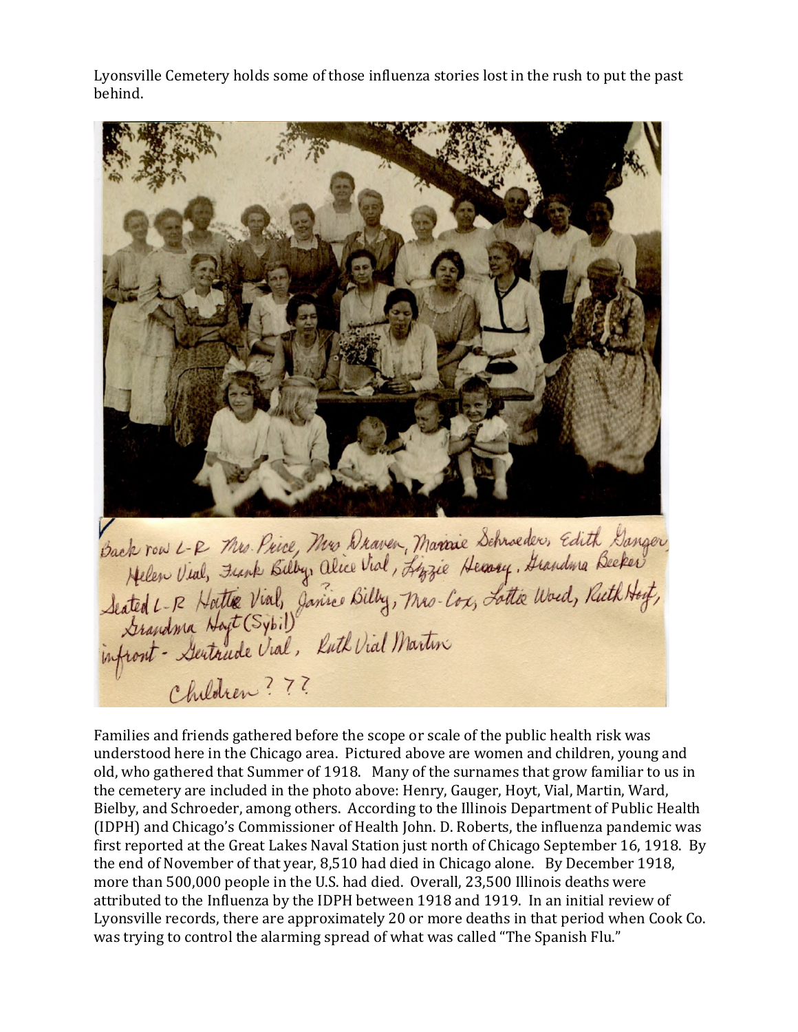Lyonsville Cemetery holds some of those influenza stories lost in the rush to put the past behind.

Back row L-R Mrs. Price, Mrs Draven, Mamie Schroeder, Edith Gauger, Helen Vial, Frank Bilby, Alice Vial, Lizzie Henry, Grandma Becker
Seated L-R Hattie Vial, Janice Bilby, Mrs. Cox, Lottie Ward, Ruth Hoyt, Grandma Hoyt (Sybil)
infront - Gertrude Vial, Ruth Vial Martin
Children ???

Families and friends gathered before the scope or scale of the public health risk was understood here in the Chicago area. Pictured above are women and children, young and old, who gathered that Summer of 1918. Many of the surnames that grow familiar to us in the cemetery are included in the photo above: Henry, Gauger, Hoyt, Vial, Martin, Ward, Bielby, and Schroeder, among others. According to the Illinois Department of Public Health (IDPH) and Chicago's Commissioner of Health John. D. Roberts, the influenza pandemic was first reported at the Great Lakes Naval Station just north of Chicago September 16, 1918. By the end of November of that year, 8,510 had died in Chicago alone. By December 1918, more than 500,000 people in the U.S. had died. Overall, 23,500 Illinois deaths were attributed to the Influenza by the IDPH between 1918 and 1919. In an initial review of Lyonsville records, there are approximately 20 or more deaths in that period when Cook Co. was trying to control the alarming spread of what was called "The Spanish Flu."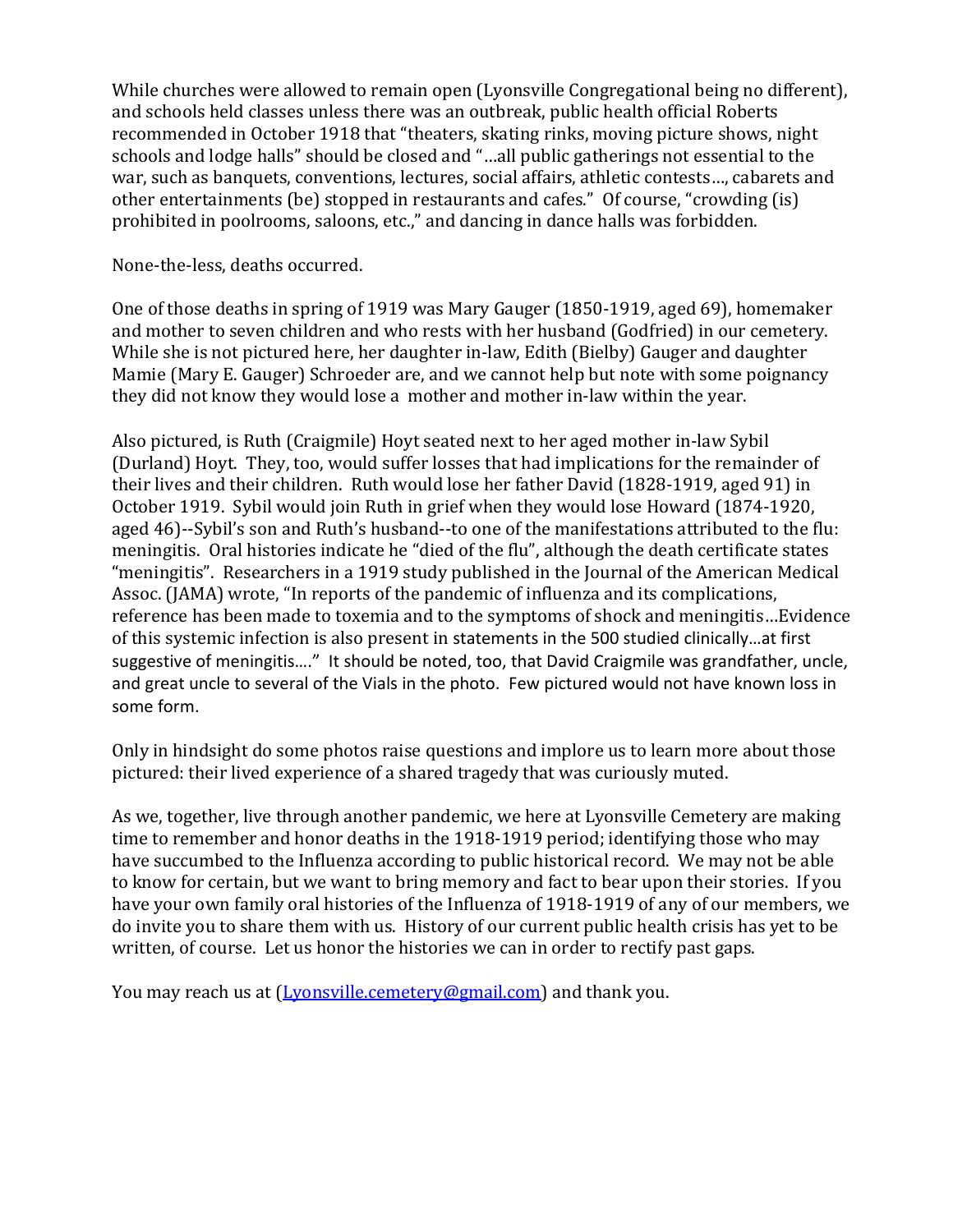While churches were allowed to remain open (Lyonsville Congregational being no different), and schools held classes unless there was an outbreak, public health official Roberts recommended in October 1918 that "theaters, skating rinks, moving picture shows, night schools and lodge halls" should be closed and "…all public gatherings not essential to the war, such as banquets, conventions, lectures, social affairs, athletic contests…, cabarets and other entertainments (be) stopped in restaurants and cafes." Of course, "crowding (is) prohibited in poolrooms, saloons, etc.," and dancing in dance halls was forbidden.

None-the-less, deaths occurred.

One of those deaths in spring of 1919 was Mary Gauger (1850-1919, aged 69), homemaker and mother to seven children and who rests with her husband (Godfried) in our cemetery. While she is not pictured here, her daughter in-law, Edith (Bielby) Gauger and daughter Mamie (Mary E. Gauger) Schroeder are, and we cannot help but note with some poignancy they did not know they would lose a mother and mother in-law within the year.

Also pictured, is Ruth (Craigmile) Hoyt seated next to her aged mother in-law Sybil (Durland) Hoyt. They, too, would suffer losses that had implications for the remainder of their lives and their children. Ruth would lose her father David (1828-1919, aged 91) in October 1919. Sybil would join Ruth in grief when they would lose Howard (1874-1920, aged 46)--Sybil's son and Ruth's husband--to one of the manifestations attributed to the flu: meningitis. Oral histories indicate he "died of the flu", although the death certificate states "meningitis". Researchers in a 1919 study published in the Journal of the American Medical Assoc. (JAMA) wrote, "In reports of the pandemic of influenza and its complications, reference has been made to toxemia and to the symptoms of shock and meningitis…Evidence of this systemic infection is also present in statements in the 500 studied clinically…at first suggestive of meningitis…." It should be noted, too, that David Craigmile was grandfather, uncle, and great uncle to several of the Vials in the photo. Few pictured would not have known loss in some form.

Only in hindsight do some photos raise questions and implore us to learn more about those pictured: their lived experience of a shared tragedy that was curiously muted.

As we, together, live through another pandemic, we here at Lyonsville Cemetery are making time to remember and honor deaths in the 1918-1919 period; identifying those who may have succumbed to the Influenza according to public historical record. We may not be able to know for certain, but we want to bring memory and fact to bear upon their stories. If you have your own family oral histories of the Influenza of 1918-1919 of any of our members, we do invite you to share them with us. History of our current public health crisis has yet to be written, of course. Let us honor the histories we can in order to rectify past gaps.

You may reach us at (Lyonsville.cemetery@gmail.com) and thank you.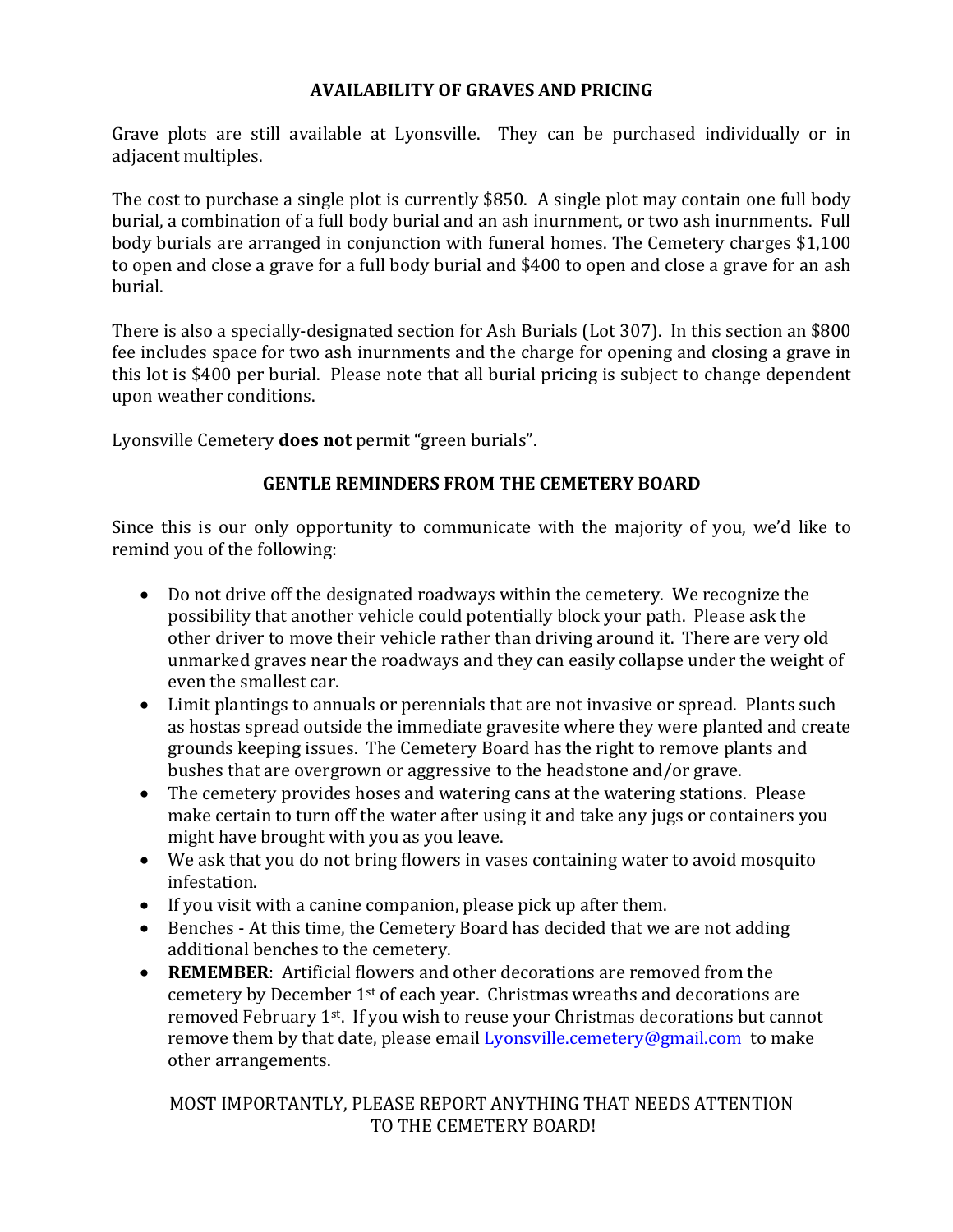## AVAILABILITY OF GRAVES AND PRICING

Grave plots are still available at Lyonsville. They can be purchased individually or in adjacent multiples.

The cost to purchase a single plot is currently $850. A single plot may contain one full body burial, a combination of a full body burial and an ash inurnment, or two ash inurnments. Full body burials are arranged in conjunction with funeral homes. The Cemetery charges $1,100 to open and close a grave for a full body burial and $400 to open and close a grave for an ash burial.

There is also a specially-designated section for Ash Burials (Lot 307). In this section an $800 fee includes space for two ash inurnments and the charge for opening and closing a grave in this lot is $400 per burial. Please note that all burial pricing is subject to change dependent upon weather conditions.

Lyonsville Cemetery **does not** permit "green burials".

## GENTLE REMINDERS FROM THE CEMETERY BOARD

Since this is our only opportunity to communicate with the majority of you, we'd like to remind you of the following:

- Do not drive off the designated roadways within the cemetery. We recognize the possibility that another vehicle could potentially block your path. Please ask the other driver to move their vehicle rather than driving around it. There are very old unmarked graves near the roadways and they can easily collapse under the weight of even the smallest car.
- Limit plantings to annuals or perennials that are not invasive or spread. Plants such as hostas spread outside the immediate gravesite where they were planted and create grounds keeping issues. The Cemetery Board has the right to remove plants and bushes that are overgrown or aggressive to the headstone and/or grave.
- The cemetery provides hoses and watering cans at the watering stations. Please make certain to turn off the water after using it and take any jugs or containers you might have brought with you as you leave.
- We ask that you do not bring flowers in vases containing water to avoid mosquito infestation.
- If you visit with a canine companion, please pick up after them.
- Benches - At this time, the Cemetery Board has decided that we are not adding additional benches to the cemetery.
- **REMEMBER**: Artificial flowers and other decorations are removed from the cemetery by December 1st of each year. Christmas wreaths and decorations are removed February 1st. If you wish to reuse your Christmas decorations but cannot remove them by that date, please email Lyonsville.cemetery@gmail.com to make other arrangements.

MOST IMPORTANTLY, PLEASE REPORT ANYTHING THAT NEEDS ATTENTION TO THE CEMETERY BOARD!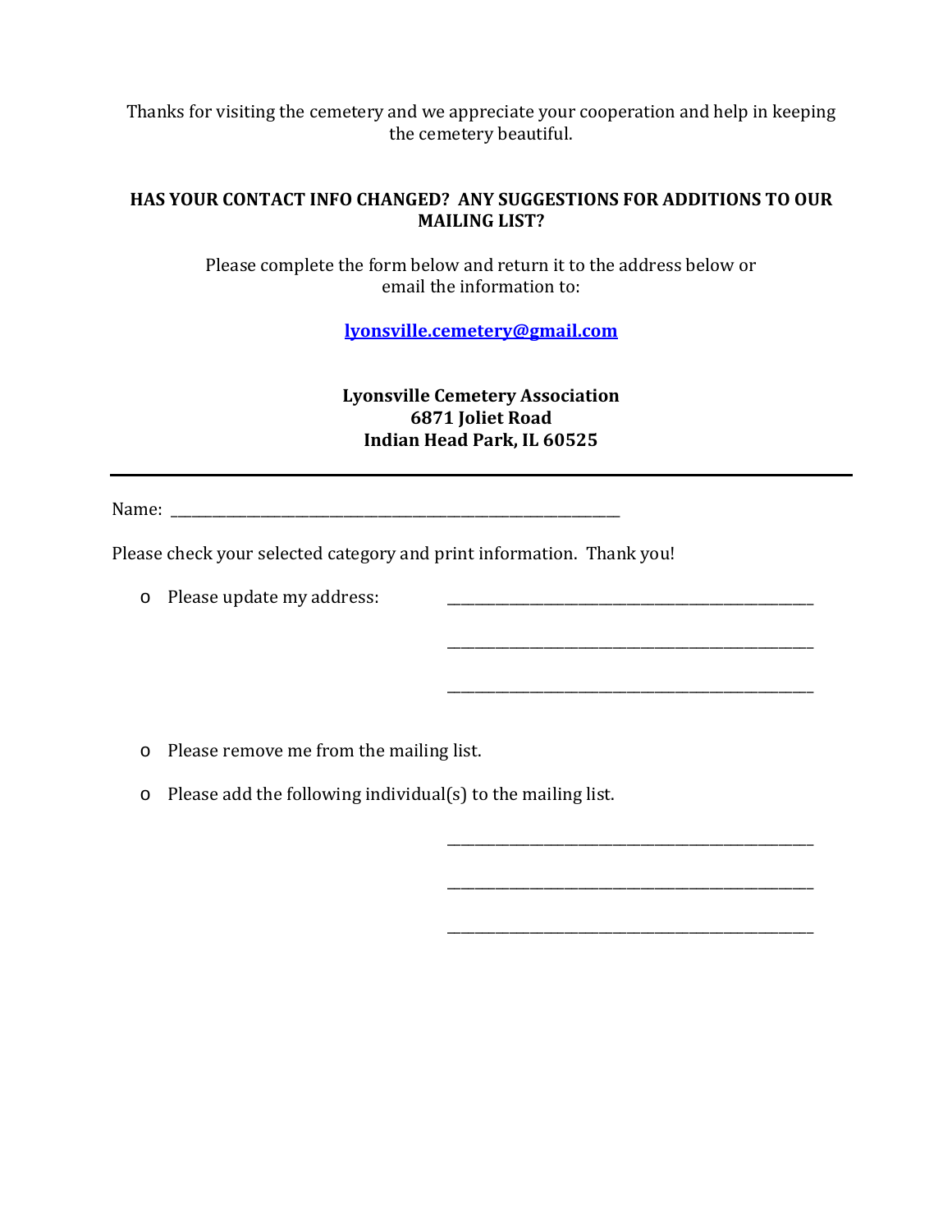Thanks for visiting the cemetery and we appreciate your cooperation and help in keeping the cemetery beautiful.

**HAS YOUR CONTACT INFO CHANGED? ANY SUGGESTIONS FOR ADDITIONS TO OUR MAILING LIST?**

Please complete the form below and return it to the address below or email the information to:

**lyonsville.cemetery@gmail.com**

**Lyonsville Cemetery Association**
**6871 Joliet Road**
**Indian Head Park, IL 60525**

---

Name: ____________________________________________

Please check your selected category and print information. Thank you!

- Please update my address: ____________________________________________

  ____________________________________________

  ____________________________________________

- Please remove me from the mailing list.
- Please add the following individual(s) to the mailing list.

  ____________________________________________

  ____________________________________________

  ____________________________________________